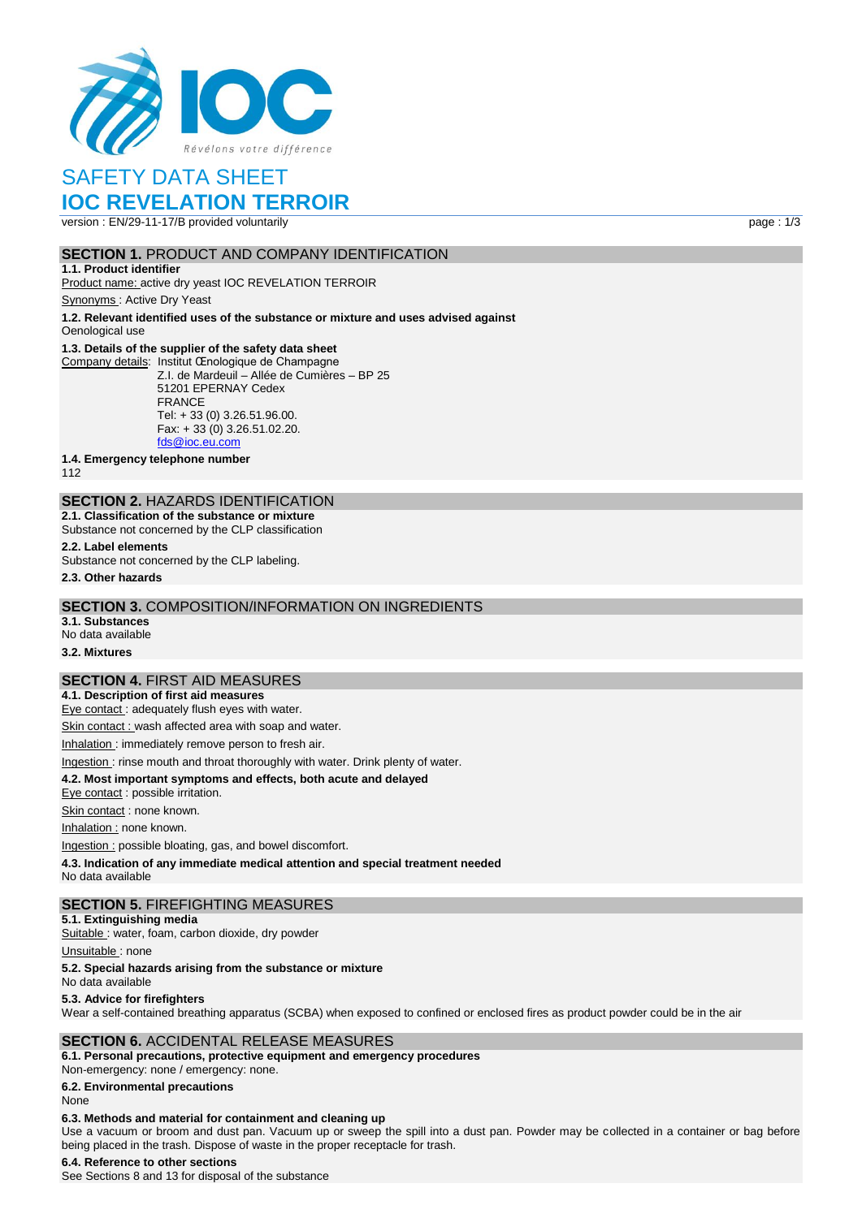Révélons votre différence

# SAFETY DATA SHEET

# IOC REVELATION TERROIR

version : EN/29-11-17/B provided voluntarily

## SECTION 1. PRODUCT AND COMPANY IDENTIFICATION

**1.1. Product identifier**

Product name: active dry yeast IOC REVELATION TERROIR

Synonyms : Active Dry Yeast

**1.2. Relevant identified uses of the substance or mixture and uses advised against**

Oenological use

**1.3. Details of the supplier of the safety data sheet**

Company details: Institut Œnologique de Champagne
Z.I. de Mardeuil – Allée de Cumières – BP 25
51201 EPERNAY Cedex
FRANCE
Tel: + 33 (0) 3.26.51.96.00.
Fax: + 33 (0) 3.26.51.02.20.
fds@ioc.eu.com

**1.4. Emergency telephone number**

112

## SECTION 2. HAZARDS IDENTIFICATION

**2.1. Classification of the substance or mixture**

Substance not concerned by the CLP classification

**2.2. Label elements**

Substance not concerned by the CLP labeling.

**2.3. Other hazards**

## SECTION 3. COMPOSITION/INFORMATION ON INGREDIENTS

**3.1. Substances**

No data available

**3.2. Mixtures**

## SECTION 4. FIRST AID MEASURES

**4.1. Description of first aid measures**

Eye contact : adequately flush eyes with water.

Skin contact : wash affected area with soap and water.

Inhalation : immediately remove person to fresh air.

Ingestion : rinse mouth and throat thoroughly with water. Drink plenty of water.

**4.2. Most important symptoms and effects, both acute and delayed**

Eye contact : possible irritation.

Skin contact : none known.

Inhalation : none known.

Ingestion : possible bloating, gas, and bowel discomfort.

**4.3. Indication of any immediate medical attention and special treatment needed**

No data available

## SECTION 5. FIREFIGHTING MEASURES

**5.1. Extinguishing media**

Suitable : water, foam, carbon dioxide, dry powder

Unsuitable : none

**5.2. Special hazards arising from the substance or mixture**

No data available

**5.3. Advice for firefighters**

Wear a self-contained breathing apparatus (SCBA) when exposed to confined or enclosed fires as product powder could be in the air

## SECTION 6. ACCIDENTAL RELEASE MEASURES

**6.1. Personal precautions, protective equipment and emergency procedures**

Non-emergency: none / emergency: none.

**6.2. Environmental precautions**

None

**6.3. Methods and material for containment and cleaning up**

Use a vacuum or broom and dust pan. Vacuum up or sweep the spill into a dust pan. Powder may be collected in a container or bag before being placed in the trash. Dispose of waste in the proper receptacle for trash.

**6.4. Reference to other sections**

See Sections 8 and 13 for disposal of the substance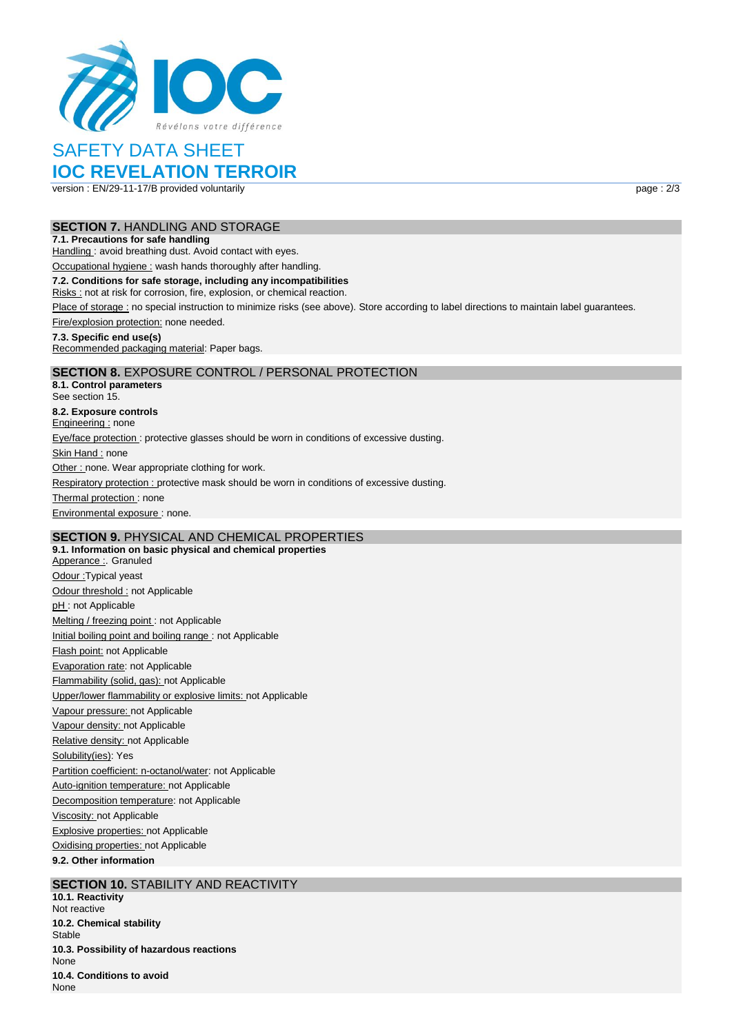# SAFETY DATA SHEET

## IOC REVELATION TERROIR

version : EN/29-11-17/B provided voluntarily

## SECTION 7. HANDLING AND STORAGE

**7.1. Precautions for safe handling**

Handling : avoid breathing dust. Avoid contact with eyes.

Occupational hygiene : wash hands thoroughly after handling.

**7.2. Conditions for safe storage, including any incompatibilities**

Risks : not at risk for corrosion, fire, explosion, or chemical reaction.

Place of storage : no special instruction to minimize risks (see above). Store according to label directions to maintain label guarantees.

Fire/explosion protection: none needed.

**7.3. Specific end use(s)**

Recommended packaging material: Paper bags.

## SECTION 8. EXPOSURE CONTROL / PERSONAL PROTECTION

**8.1. Control parameters**

See section 15.

**8.2. Exposure controls**

Engineering : none

Eye/face protection : protective glasses should be worn in conditions of excessive dusting.

Skin Hand : none

Other : none. Wear appropriate clothing for work.

Respiratory protection : protective mask should be worn in conditions of excessive dusting.

Thermal protection : none

Environmental exposure : none.

## SECTION 9. PHYSICAL AND CHEMICAL PROPERTIES

**9.1. Information on basic physical and chemical properties**

Apperance :. Granuled

Odour :Typical yeast

Odour threshold : not Applicable

pH : not Applicable

Melting / freezing point : not Applicable

Initial boiling point and boiling range : not Applicable

Flash point: not Applicable

Evaporation rate: not Applicable

Flammability (solid, gas): not Applicable

Upper/lower flammability or explosive limits: not Applicable

Vapour pressure: not Applicable

Vapour density: not Applicable

Relative density: not Applicable

Solubility(ies): Yes

Partition coefficient: n-octanol/water: not Applicable

Auto-ignition temperature: not Applicable

Decomposition temperature: not Applicable

Viscosity: not Applicable

Explosive properties: not Applicable

Oxidising properties: not Applicable

**9.2. Other information**

## SECTION 10. STABILITY AND REACTIVITY

**10.1. Reactivity**

Not reactive

**10.2. Chemical stability**

Stable

**10.3. Possibility of hazardous reactions**

None

**10.4. Conditions to avoid**

None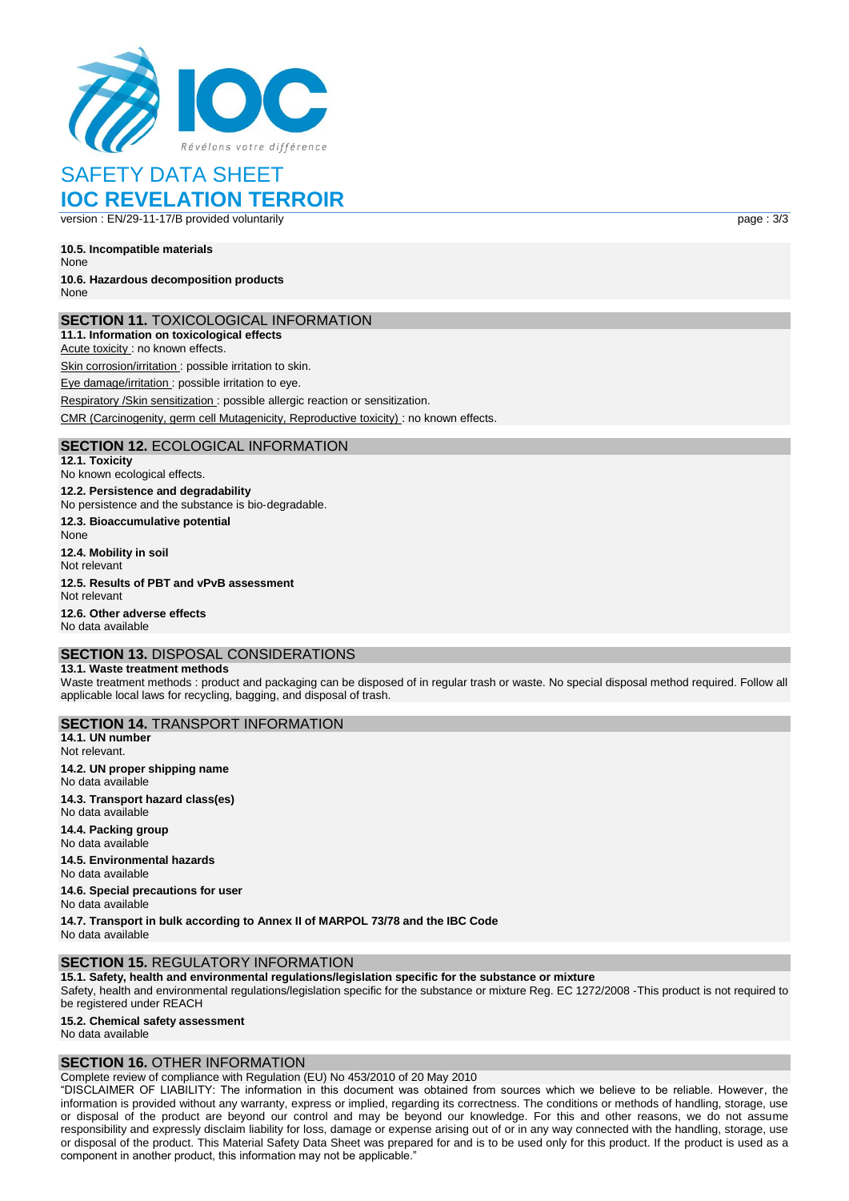# SAFETY DATA SHEET

# IOC REVELATION TERROIR

version : EN/29-11-17/B provided voluntarily

**10.5. Incompatible materials**
None

**10.6. Hazardous decomposition products**
None

## SECTION 11. TOXICOLOGICAL INFORMATION

**11.1. Information on toxicological effects**

Acute toxicity : no known effects.

Skin corrosion/irritation : possible irritation to skin.

Eye damage/irritation : possible irritation to eye.

Respiratory /Skin sensitization : possible allergic reaction or sensitization.

CMR (Carcinogenity, germ cell Mutagenicity, Reproductive toxicity) : no known effects.

## SECTION 12. ECOLOGICAL INFORMATION

**12.1. Toxicity**
No known ecological effects.

**12.2. Persistence and degradability**
No persistence and the substance is bio-degradable.

**12.3. Bioaccumulative potential**
None

**12.4. Mobility in soil**
Not relevant

**12.5. Results of PBT and vPvB assessment**
Not relevant

**12.6. Other adverse effects**
No data available

## SECTION 13. DISPOSAL CONSIDERATIONS

**13.1. Waste treatment methods**
Waste treatment methods : product and packaging can be disposed of in regular trash or waste. No special disposal method required. Follow all applicable local laws for recycling, bagging, and disposal of trash.

## SECTION 14. TRANSPORT INFORMATION

**14.1. UN number**
Not relevant.

**14.2. UN proper shipping name**
No data available

**14.3. Transport hazard class(es)**
No data available

**14.4. Packing group**
No data available

**14.5. Environmental hazards**
No data available

**14.6. Special precautions for user**
No data available

**14.7. Transport in bulk according to Annex II of MARPOL 73/78 and the IBC Code**
No data available

## SECTION 15. REGULATORY INFORMATION

**15.1. Safety, health and environmental regulations/legislation specific for the substance or mixture**
Safety, health and environmental regulations/legislation specific for the substance or mixture Reg. EC 1272/2008 -This product is not required to be registered under REACH

**15.2. Chemical safety assessment**
No data available

## SECTION 16. OTHER INFORMATION

Complete review of compliance with Regulation (EU) No 453/2010 of 20 May 2010

"DISCLAIMER OF LIABILITY: The information in this document was obtained from sources which we believe to be reliable. However, the information is provided without any warranty, express or implied, regarding its correctness. The conditions or methods of handling, storage, use or disposal of the product are beyond our control and may be beyond our knowledge. For this and other reasons, we do not assume responsibility and expressly disclaim liability for loss, damage or expense arising out of or in any way connected with the handling, storage, use or disposal of the product. This Material Safety Data Sheet was prepared for and is to be used only for this product. If the product is used as a component in another product, this information may not be applicable."